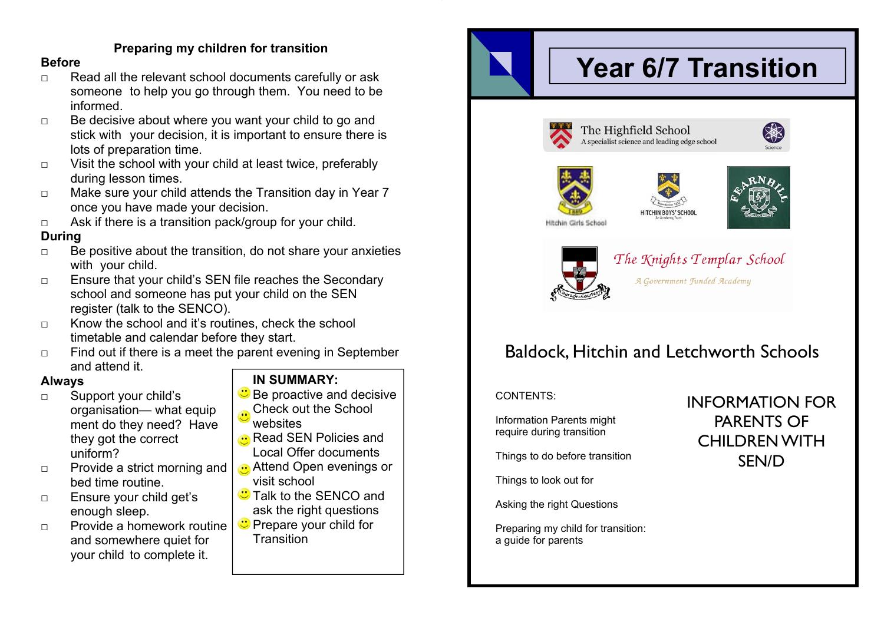## Preparing my children for transition

### Before

- Read all the relevant school documents carefully or ask someone to help you go through them. You need to be informed.
- Be decisive about where you want your child to go and stick with your decision, it is important to ensure there is lots of preparation time.
- Visit the school with your child at least twice, preferably during lesson times.
- Make sure your child attends the Transition day in Year 7 once you have made your decision.
- Ask if there is a transition pack/group for your child.

### During

- Be positive about the transition, do not share your anxieties with your child.
- Ensure that your child's SEN file reaches the Secondary school and someone has put your child on the SEN register (talk to the SENCO).
- Know the school and it's routines, check the school timetable and calendar before they start.
- Find out if there is a meet the parent evening in September and attend it.

### Always

- Support your child's organisation— what equip ment do they need? Have they got the correct uniform?
- Provide a strict morning and bed time routine.
- Ensure your child get's enough sleep.
- Provide a homework routine and somewhere quiet for your child to complete it.

**IN SUMMARY:**

- Be proactive and decisive
- Check out the School websites
- Read SEN Policies and Local Offer documents
- Attend Open evenings or visit school
- Talk to the SENCO and ask the right questions
- Prepare your child for Transition

# Year 6/7 Transition

The Highfield School
A specialist science and leading edge school

Hitchin Girls School

HITCHIN BOYS' SCHOOL

FEARNHILL

The Knights Templar School
*A Government Funded Academy*

## Baldock, Hitchin and Letchworth Schools

CONTENTS:

Information Parents might require during transition

Things to do before transition

Things to look out for

Asking the right Questions

Preparing my child for transition: a guide for parents

## INFORMATION FOR PARENTS OF CHILDREN WITH SEN/D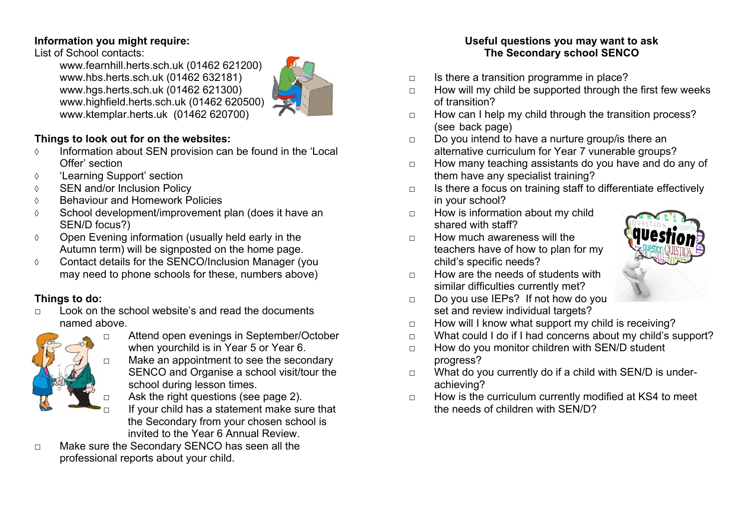**Information you might require:**

List of School contacts:

- www.fearnhill.herts.sch.uk (01462 621200)
- www.hbs.herts.sch.uk (01462 632181)
- www.hgs.herts.sch.uk (01462 621300)
- www.highfield.herts.sch.uk (01462 620500)
- www.ktemplar.herts.uk (01462 620700)

**Things to look out for on the websites:**

- ◊ Information about SEN provision can be found in the 'Local Offer' section
- ◊ 'Learning Support' section
- ◊ SEN and/or Inclusion Policy
- ◊ Behaviour and Homework Policies
- ◊ School development/improvement plan (does it have an SEN/D focus?)
- ◊ Open Evening information (usually held early in the Autumn term) will be signposted on the home page.
- ◊ Contact details for the SENCO/Inclusion Manager (you may need to phone schools for these, numbers above)

**Things to do:**

- □ Look on the school website's and read the documents named above.
- □ Attend open evenings in September/October when yourchild is in Year 5 or Year 6.
- □ Make an appointment to see the secondary SENCO and Organise a school visit/tour the school during lesson times.
- □ Ask the right questions (see page 2).
- □ If your child has a statement make sure that the Secondary from your chosen school is invited to the Year 6 Annual Review.
- □ Make sure the Secondary SENCO has seen all the professional reports about your child.

**Useful questions you may want to ask**
**The Secondary school SENCO**

- □ Is there a transition programme in place?
- □ How will my child be supported through the first few weeks of transition?
- □ How can I help my child through the transition process? (see back page)
- □ Do you intend to have a nurture group/is there an alternative curriculum for Year 7 vunerable groups?
- □ How many teaching assistants do you have and do any of them have any specialist training?
- □ Is there a focus on training staff to differentiate effectively in your school?
- □ How is information about my child shared with staff?
- □ How much awareness will the teachers have of how to plan for my child's specific needs?
- □ How are the needs of students with similar difficulties currently met?
- □ Do you use IEPs? If not how do you set and review individual targets?
- □ How will I know what support my child is receiving?
- □ What could I do if I had concerns about my child's support?
- □ How do you monitor children with SEN/D student progress?
- □ What do you currently do if a child with SEN/D is under-achieving?
- □ How is the curriculum currently modified at KS4 to meet the needs of children with SEN/D?